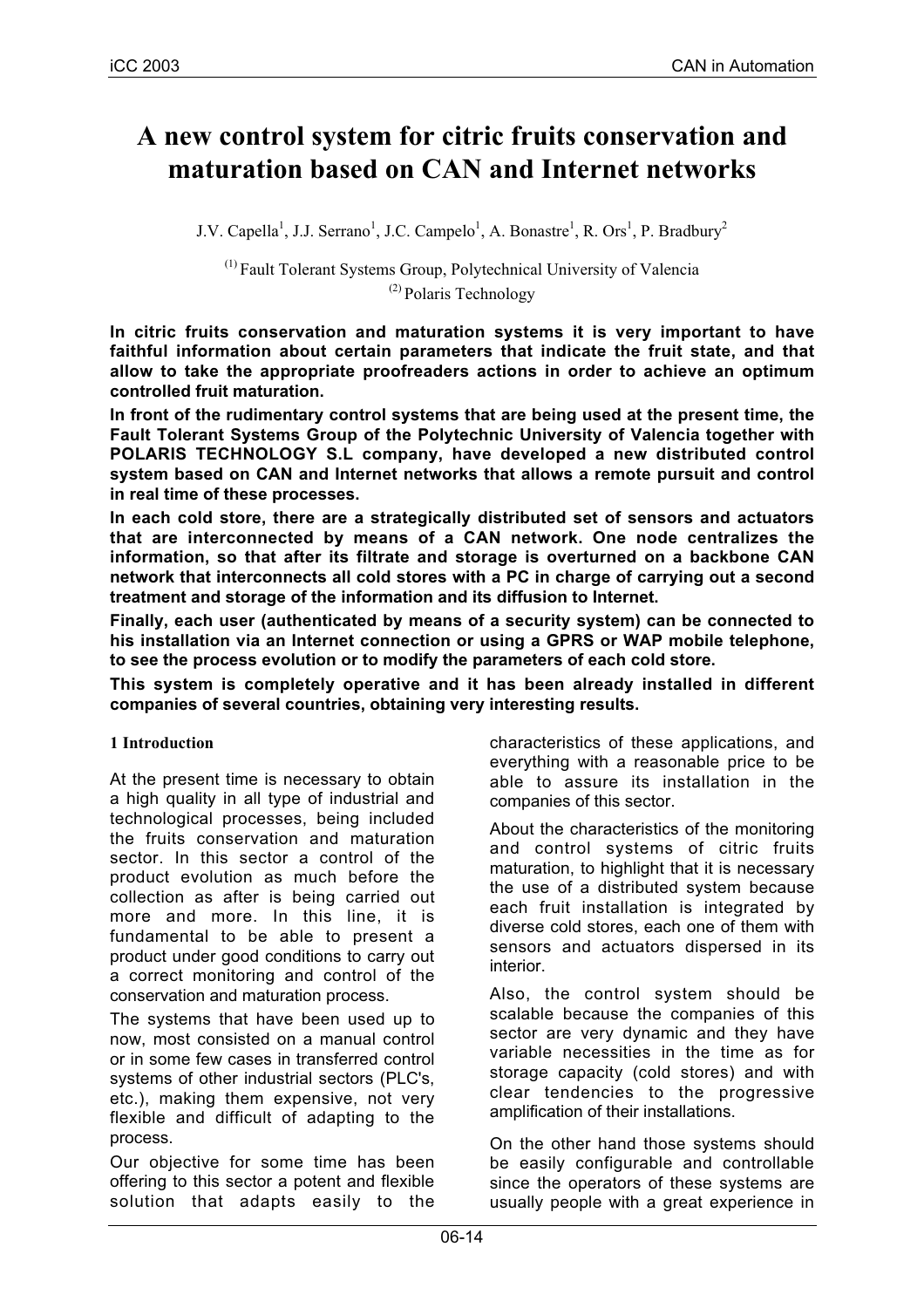# A new control system for citric fruits conservation and maturation based on CAN and Internet networks

J.V. Capella[1], J.J. Serrano[1], J.C. Campelo[1], A. Bonastre[1], R. Ors[1], P. Bradbury[2]

[1] Fault Tolerant Systems Group, Polytechnical University of Valencia
[2] Polaris Technology

**In citric fruits conservation and maturation systems it is very important to have faithful information about certain parameters that indicate the fruit state, and that allow to take the appropriate proofreaders actions in order to achieve an optimum controlled fruit maturation.**

**In front of the rudimentary control systems that are being used at the present time, the Fault Tolerant Systems Group of the Polytechnic University of Valencia together with POLARIS TECHNOLOGY S.L company, have developed a new distributed control system based on CAN and Internet networks that allows a remote pursuit and control in real time of these processes.**

**In each cold store, there are a strategically distributed set of sensors and actuators that are interconnected by means of a CAN network. One node centralizes the information, so that after its filtrate and storage is overturned on a backbone CAN network that interconnects all cold stores with a PC in charge of carrying out a second treatment and storage of the information and its diffusion to Internet.**

**Finally, each user (authenticated by means of a security system) can be connected to his installation via an Internet connection or using a GPRS or WAP mobile telephone, to see the process evolution or to modify the parameters of each cold store.**

**This system is completely operative and it has been already installed in different companies of several countries, obtaining very interesting results.**

## 1 Introduction

At the present time is necessary to obtain a high quality in all type of industrial and technological processes, being included the fruits conservation and maturation sector. In this sector a control of the product evolution as much before the collection as after is being carried out more and more. In this line, it is fundamental to be able to present a product under good conditions to carry out a correct monitoring and control of the conservation and maturation process.

The systems that have been used up to now, most consisted on a manual control or in some few cases in transferred control systems of other industrial sectors (PLC's, etc.), making them expensive, not very flexible and difficult of adapting to the process.

Our objective for some time has been offering to this sector a potent and flexible solution that adapts easily to the characteristics of these applications, and everything with a reasonable price to be able to assure its installation in the companies of this sector.

About the characteristics of the monitoring and control systems of citric fruits maturation, to highlight that it is necessary the use of a distributed system because each fruit installation is integrated by diverse cold stores, each one of them with sensors and actuators dispersed in its interior.

Also, the control system should be scalable because the companies of this sector are very dynamic and they have variable necessities in the time as for storage capacity (cold stores) and with clear tendencies to the progressive amplification of their installations.

On the other hand those systems should be easily configurable and controllable since the operators of these systems are usually people with a great experience in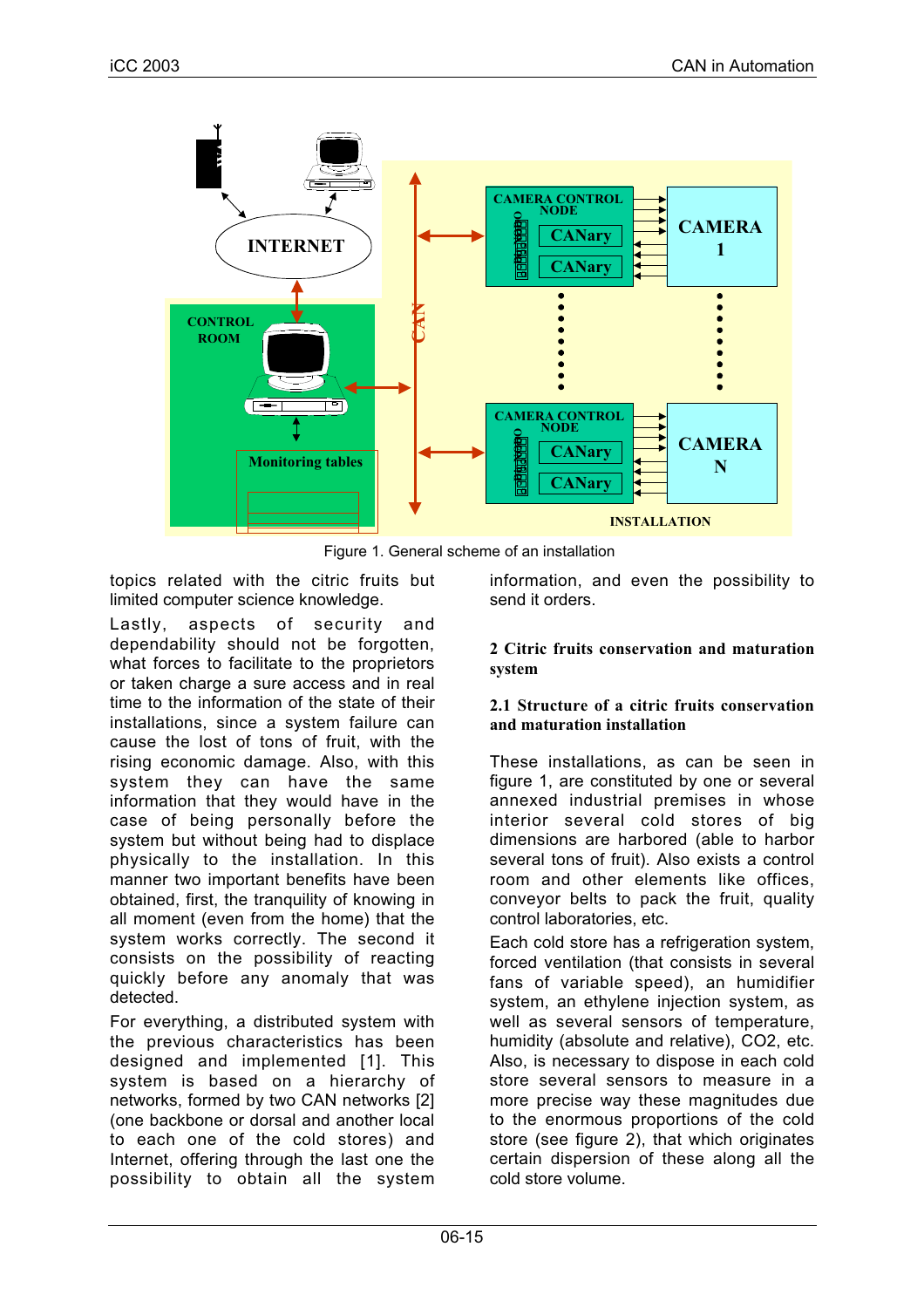Figure 1. General scheme of an installation

topics related with the citric fruits but limited computer science knowledge.

Lastly, aspects of security and dependability should not be forgotten, what forces to facilitate to the proprietors or taken charge a sure access and in real time to the information of the state of their installations, since a system failure can cause the lost of tons of fruit, with the rising economic damage. Also, with this system they can have the same information that they would have in the case of being personally before the system but without being had to displace physically to the installation. In this manner two important benefits have been obtained, first, the tranquility of knowing in all moment (even from the home) that the system works correctly. The second it consists on the possibility of reacting quickly before any anomaly that was detected.

For everything, a distributed system with the previous characteristics has been designed and implemented [1]. This system is based on a hierarchy of networks, formed by two CAN networks [2] (one backbone or dorsal and another local to each one of the cold stores) and Internet, offering through the last one the possibility to obtain all the system information, and even the possibility to send it orders.

## 2 Citric fruits conservation and maturation system

### 2.1 Structure of a citric fruits conservation and maturation installation

These installations, as can be seen in figure 1, are constituted by one or several annexed industrial premises in whose interior several cold stores of big dimensions are harbored (able to harbor several tons of fruit). Also exists a control room and other elements like offices, conveyor belts to pack the fruit, quality control laboratories, etc.

Each cold store has a refrigeration system, forced ventilation (that consists in several fans of variable speed), an humidifier system, an ethylene injection system, as well as several sensors of temperature, humidity (absolute and relative), CO2, etc. Also, is necessary to dispose in each cold store several sensors to measure in a more precise way these magnitudes due to the enormous proportions of the cold store (see figure 2), that which originates certain dispersion of these along all the cold store volume.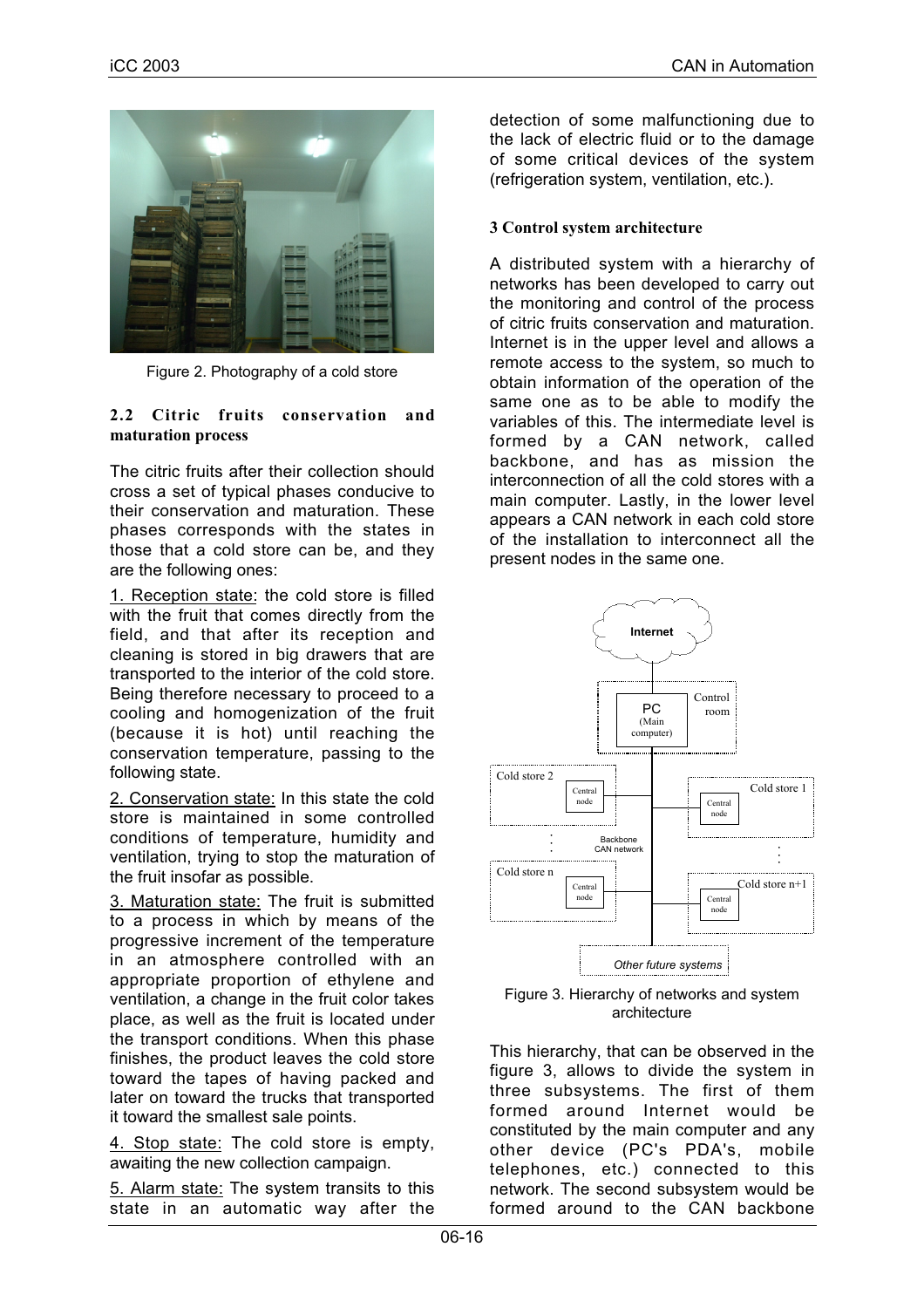Figure 2. Photography of a cold store

### 2.2 Citric fruits conservation and maturation process

The citric fruits after their collection should cross a set of typical phases conducive to their conservation and maturation. These phases corresponds with the states in those that a cold store can be, and they are the following ones:

1. Reception state: the cold store is filled with the fruit that comes directly from the field, and that after its reception and cleaning is stored in big drawers that are transported to the interior of the cold store. Being therefore necessary to proceed to a cooling and homogenization of the fruit (because it is hot) until reaching the conservation temperature, passing to the following state.

2. Conservation state: In this state the cold store is maintained in some controlled conditions of temperature, humidity and ventilation, trying to stop the maturation of the fruit insofar as possible.

3. Maturation state: The fruit is submitted to a process in which by means of the progressive increment of the temperature in an atmosphere controlled with an appropriate proportion of ethylene and ventilation, a change in the fruit color takes place, as well as the fruit is located under the transport conditions. When this phase finishes, the product leaves the cold store toward the tapes of having packed and later on toward the trucks that transported it toward the smallest sale points.

4. Stop state: The cold store is empty, awaiting the new collection campaign.

5. Alarm state: The system transits to this state in an automatic way after the detection of some malfunctioning due to the lack of electric fluid or to the damage of some critical devices of the system (refrigeration system, ventilation, etc.).

### 3 Control system architecture

A distributed system with a hierarchy of networks has been developed to carry out the monitoring and control of the process of citric fruits conservation and maturation. Internet is in the upper level and allows a remote access to the system, so much to obtain information of the operation of the same one as to be able to modify the variables of this. The intermediate level is formed by a CAN network, called backbone, and has as mission the interconnection of all the cold stores with a main computer. Lastly, in the lower level appears a CAN network in each cold store of the installation to interconnect all the present nodes in the same one.

Figure 3. Hierarchy of networks and system architecture

This hierarchy, that can be observed in the figure 3, allows to divide the system in three subsystems. The first of them formed around Internet would be constituted by the main computer and any other device (PC's PDA's, mobile telephones, etc.) connected to this network. The second subsystem would be formed around to the CAN backbone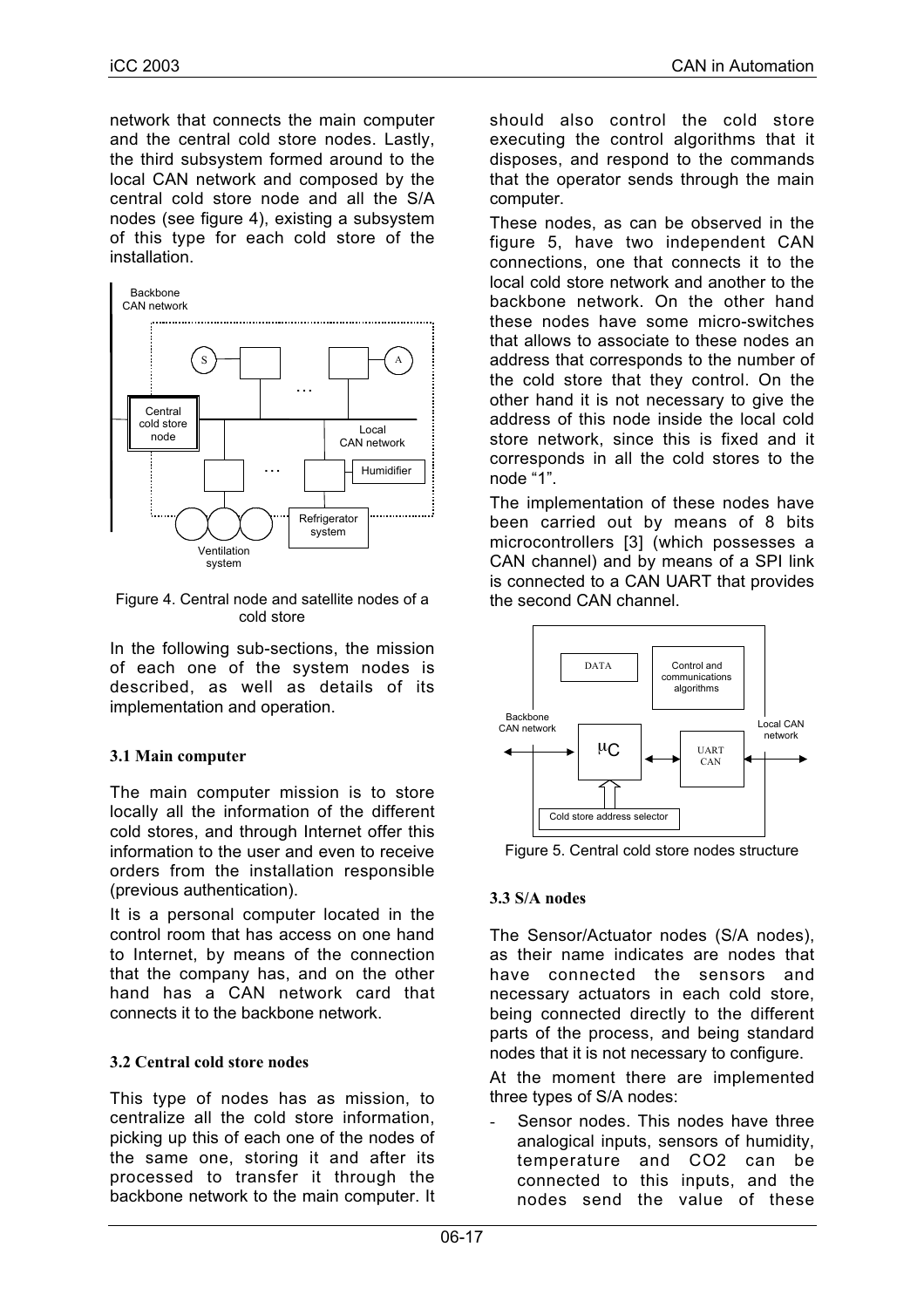network that connects the main computer and the central cold store nodes. Lastly, the third subsystem formed around to the local CAN network and composed by the central cold store node and all the S/A nodes (see figure 4), existing a subsystem of this type for each cold store of the installation.

Figure 4. Central node and satellite nodes of a cold store

In the following sub-sections, the mission of each one of the system nodes is described, as well as details of its implementation and operation.

### 3.1 Main computer

The main computer mission is to store locally all the information of the different cold stores, and through Internet offer this information to the user and even to receive orders from the installation responsible (previous authentication).

It is a personal computer located in the control room that has access on one hand to Internet, by means of the connection that the company has, and on the other hand has a CAN network card that connects it to the backbone network.

### 3.2 Central cold store nodes

This type of nodes has as mission, to centralize all the cold store information, picking up this of each one of the nodes of the same one, storing it and after its processed to transfer it through the backbone network to the main computer. It should also control the cold store executing the control algorithms that it disposes, and respond to the commands that the operator sends through the main computer.

These nodes, as can be observed in the figure 5, have two independent CAN connections, one that connects it to the local cold store network and another to the backbone network. On the other hand these nodes have some micro-switches that allows to associate to these nodes an address that corresponds to the number of the cold store that they control. On the other hand it is not necessary to give the address of this node inside the local cold store network, since this is fixed and it corresponds in all the cold stores to the node "1".

The implementation of these nodes have been carried out by means of 8 bits microcontrollers [3] (which possesses a CAN channel) and by means of a SPI link is connected to a CAN UART that provides the second CAN channel.

Figure 5. Central cold store nodes structure

### 3.3 S/A nodes

The Sensor/Actuator nodes (S/A nodes), as their name indicates are nodes that have connected the sensors and necessary actuators in each cold store, being connected directly to the different parts of the process, and being standard nodes that it is not necessary to configure.

At the moment there are implemented three types of S/A nodes:

- Sensor nodes. This nodes have three analogical inputs, sensors of humidity, temperature and $CO_2$ can be connected to this inputs, and the nodes send the value of these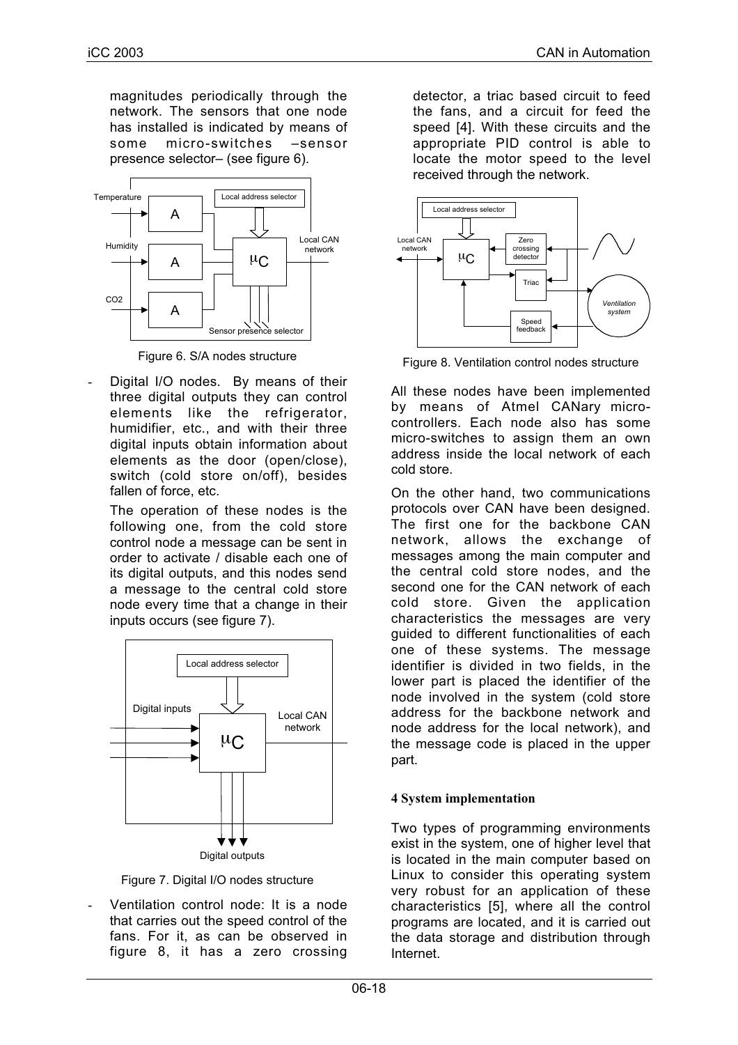magnitudes periodically through the network. The sensors that one node has installed is indicated by means of some micro-switches –sensor presence selector– (see figure 6).

Figure 6. S/A nodes structure

- Digital I/O nodes. By means of their three digital outputs they can control elements like the refrigerator, humidifier, etc., and with their three digital inputs obtain information about elements as the door (open/close), switch (cold store on/off), besides fallen of force, etc.

  The operation of these nodes is the following one, from the cold store control node a message can be sent in order to activate / disable each one of its digital outputs, and this nodes send a message to the central cold store node every time that a change in their inputs occurs (see figure 7).

Figure 7. Digital I/O nodes structure

- Ventilation control node: It is a node that carries out the speed control of the fans. For it, as can be observed in figure 8, it has a zero crossing detector, a triac based circuit to feed the fans, and a circuit for feed the speed [4]. With these circuits and the appropriate PID control is able to locate the motor speed to the level received through the network.

Figure 8. Ventilation control nodes structure

All these nodes have been implemented by means of Atmel CANary micro-controllers. Each node also has some micro-switches to assign them an own address inside the local network of each cold store.

On the other hand, two communications protocols over CAN have been designed. The first one for the backbone CAN network, allows the exchange of messages among the main computer and the central cold store nodes, and the second one for the CAN network of each cold store. Given the application characteristics the messages are very guided to different functionalities of each one of these systems. The message identifier is divided in two fields, in the lower part is placed the identifier of the node involved in the system (cold store address for the backbone network and node address for the local network), and the message code is placed in the upper part.

## 4 System implementation

Two types of programming environments exist in the system, one of higher level that is located in the main computer based on Linux to consider this operating system very robust for an application of these characteristics [5], where all the control programs are located, and it is carried out the data storage and distribution through Internet.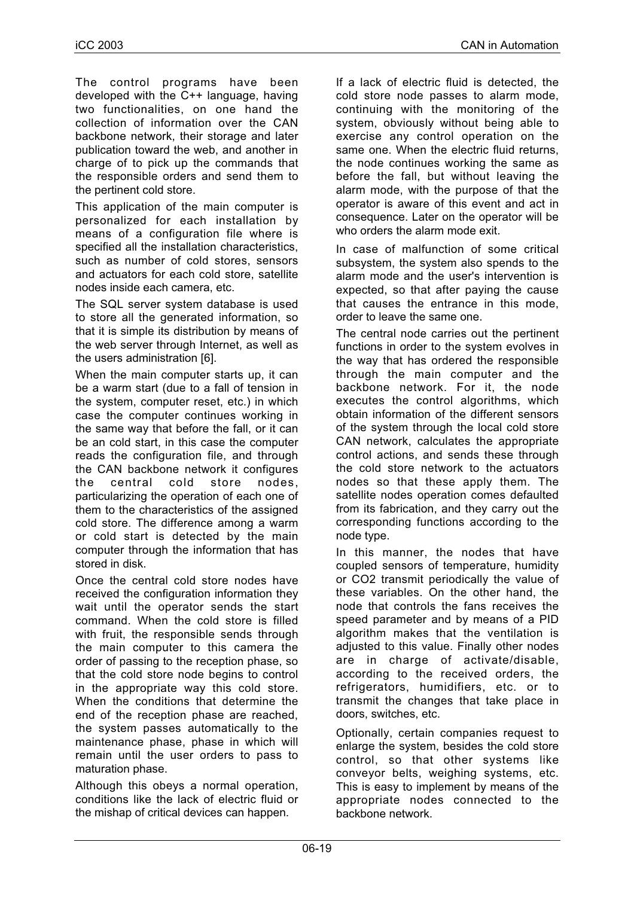The control programs have been developed with the C++ language, having two functionalities, on one hand the collection of information over the CAN backbone network, their storage and later publication toward the web, and another in charge of to pick up the commands that the responsible orders and send them to the pertinent cold store.

This application of the main computer is personalized for each installation by means of a configuration file where is specified all the installation characteristics, such as number of cold stores, sensors and actuators for each cold store, satellite nodes inside each camera, etc.

The SQL server system database is used to store all the generated information, so that it is simple its distribution by means of the web server through Internet, as well as the users administration [6].

When the main computer starts up, it can be a warm start (due to a fall of tension in the system, computer reset, etc.) in which case the computer continues working in the same way that before the fall, or it can be an cold start, in this case the computer reads the configuration file, and through the CAN backbone network it configures the central cold store nodes, particularizing the operation of each one of them to the characteristics of the assigned cold store. The difference among a warm or cold start is detected by the main computer through the information that has stored in disk.

Once the central cold store nodes have received the configuration information they wait until the operator sends the start command. When the cold store is filled with fruit, the responsible sends through the main computer to this camera the order of passing to the reception phase, so that the cold store node begins to control in the appropriate way this cold store. When the conditions that determine the end of the reception phase are reached, the system passes automatically to the maintenance phase, phase in which will remain until the user orders to pass to maturation phase.

Although this obeys a normal operation, conditions like the lack of electric fluid or the mishap of critical devices can happen.

If a lack of electric fluid is detected, the cold store node passes to alarm mode, continuing with the monitoring of the system, obviously without being able to exercise any control operation on the same one. When the electric fluid returns, the node continues working the same as before the fall, but without leaving the alarm mode, with the purpose of that the operator is aware of this event and act in consequence. Later on the operator will be who orders the alarm mode exit.

In case of malfunction of some critical subsystem, the system also spends to the alarm mode and the user's intervention is expected, so that after paying the cause that causes the entrance in this mode, order to leave the same one.

The central node carries out the pertinent functions in order to the system evolves in the way that has ordered the responsible through the main computer and the backbone network. For it, the node executes the control algorithms, which obtain information of the different sensors of the system through the local cold store CAN network, calculates the appropriate control actions, and sends these through the cold store network to the actuators nodes so that these apply them. The satellite nodes operation comes defaulted from its fabrication, and they carry out the corresponding functions according to the node type.

In this manner, the nodes that have coupled sensors of temperature, humidity or $CO_2$ transmit periodically the value of these variables. On the other hand, the node that controls the fans receives the speed parameter and by means of a PID algorithm makes that the ventilation is adjusted to this value. Finally other nodes are in charge of activate/disable, according to the received orders, the refrigerators, humidifiers, etc. or to transmit the changes that take place in doors, switches, etc.

Optionally, certain companies request to enlarge the system, besides the cold store control, so that other systems like conveyor belts, weighing systems, etc. This is easy to implement by means of the appropriate nodes connected to the backbone network.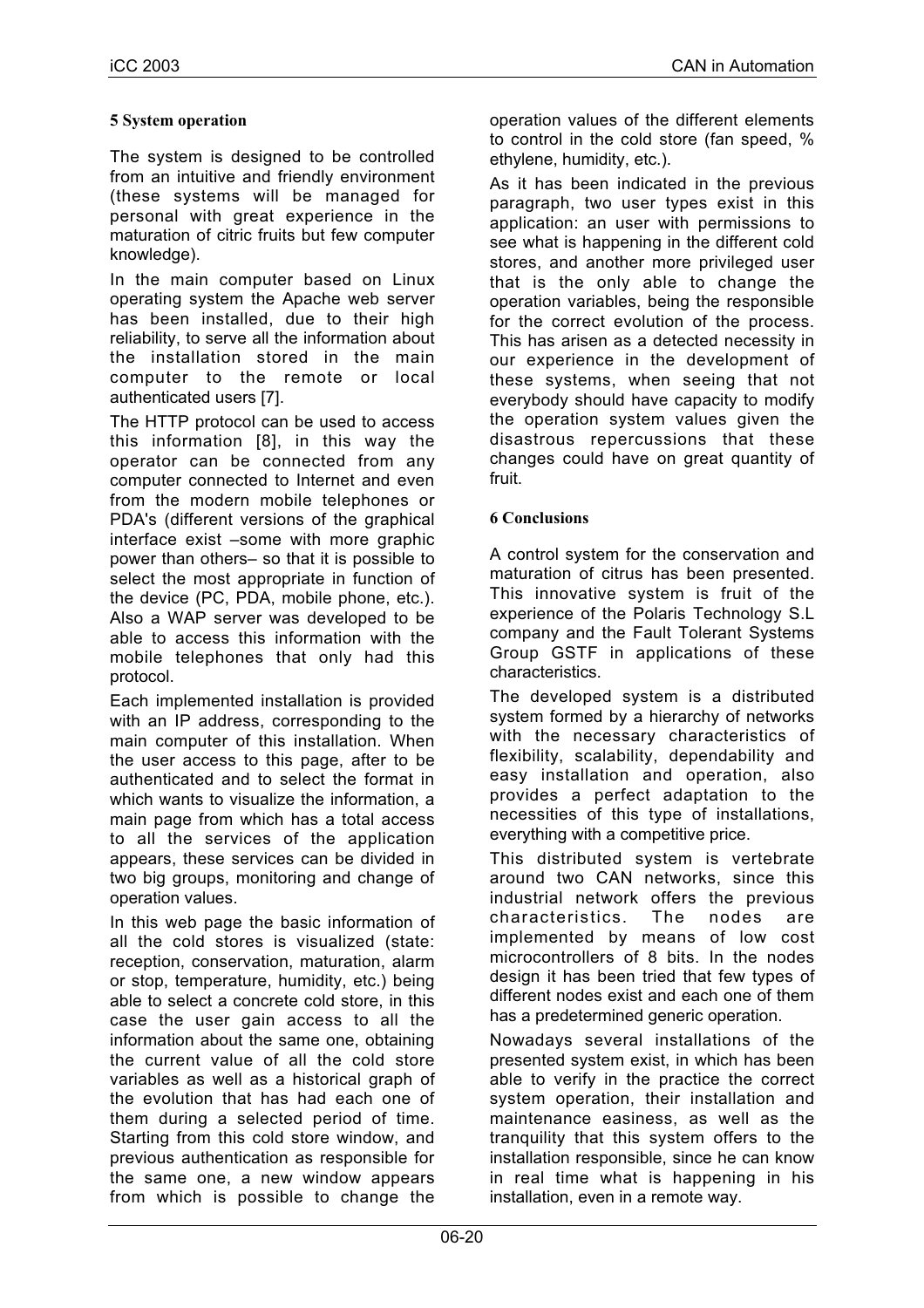## 5 System operation

The system is designed to be controlled from an intuitive and friendly environment (these systems will be managed for personal with great experience in the maturation of citric fruits but few computer knowledge).

In the main computer based on Linux operating system the Apache web server has been installed, due to their high reliability, to serve all the information about the installation stored in the main computer to the remote or local authenticated users [7].

The HTTP protocol can be used to access this information [8], in this way the operator can be connected from any computer connected to Internet and even from the modern mobile telephones or PDA's (different versions of the graphical interface exist –some with more graphic power than others– so that it is possible to select the most appropriate in function of the device (PC, PDA, mobile phone, etc.). Also a WAP server was developed to be able to access this information with the mobile telephones that only had this protocol.

Each implemented installation is provided with an IP address, corresponding to the main computer of this installation. When the user access to this page, after to be authenticated and to select the format in which wants to visualize the information, a main page from which has a total access to all the services of the application appears, these services can be divided in two big groups, monitoring and change of operation values.

In this web page the basic information of all the cold stores is visualized (state: reception, conservation, maturation, alarm or stop, temperature, humidity, etc.) being able to select a concrete cold store, in this case the user gain access to all the information about the same one, obtaining the current value of all the cold store variables as well as a historical graph of the evolution that has had each one of them during a selected period of time. Starting from this cold store window, and previous authentication as responsible for the same one, a new window appears from which is possible to change the operation values of the different elements to control in the cold store (fan speed, % ethylene, humidity, etc.).

As it has been indicated in the previous paragraph, two user types exist in this application: an user with permissions to see what is happening in the different cold stores, and another more privileged user that is the only able to change the operation variables, being the responsible for the correct evolution of the process. This has arisen as a detected necessity in our experience in the development of these systems, when seeing that not everybody should have capacity to modify the operation system values given the disastrous repercussions that these changes could have on great quantity of fruit.

## 6 Conclusions

A control system for the conservation and maturation of citrus has been presented. This innovative system is fruit of the experience of the Polaris Technology S.L company and the Fault Tolerant Systems Group GSTF in applications of these characteristics.

The developed system is a distributed system formed by a hierarchy of networks with the necessary characteristics of flexibility, scalability, dependability and easy installation and operation, also provides a perfect adaptation to the necessities of this type of installations, everything with a competitive price.

This distributed system is vertebrate around two CAN networks, since this industrial network offers the previous characteristics. The nodes are implemented by means of low cost microcontrollers of 8 bits. In the nodes design it has been tried that few types of different nodes exist and each one of them has a predetermined generic operation.

Nowadays several installations of the presented system exist, in which has been able to verify in the practice the correct system operation, their installation and maintenance easiness, as well as the tranquility that this system offers to the installation responsible, since he can know in real time what is happening in his installation, even in a remote way.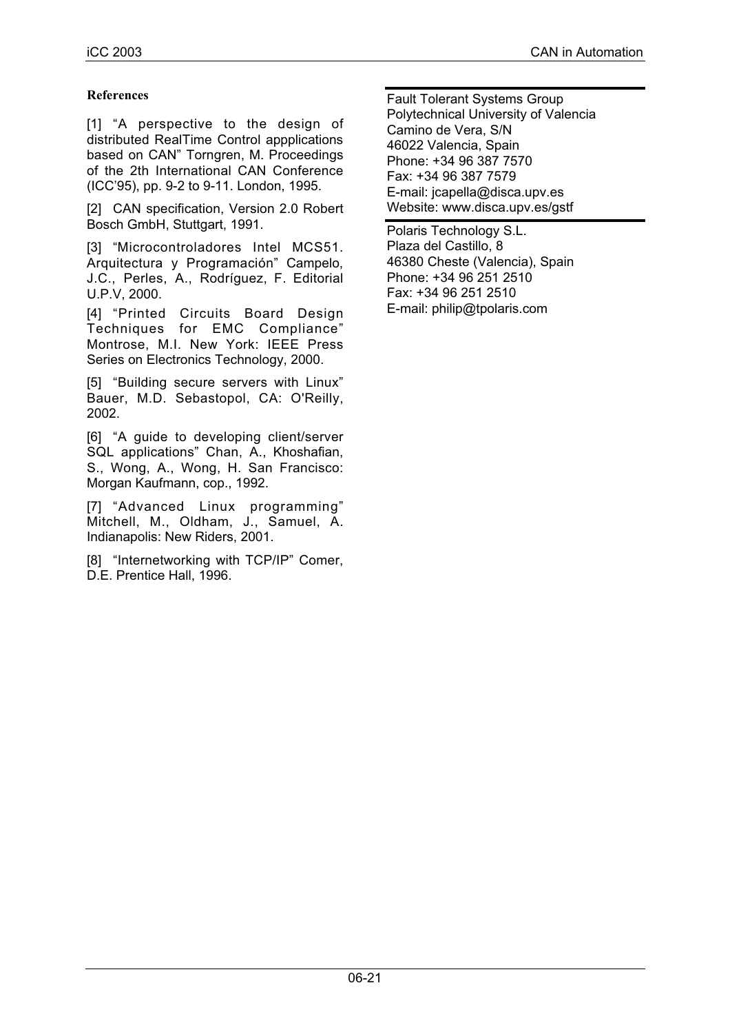**References**

[1] “A perspective to the design of distributed RealTime Control appplications based on CAN” Torngren, M. Proceedings of the 2th International CAN Conference (ICC’95), pp. 9-2 to 9-11. London, 1995.

[2] CAN specification, Version 2.0 Robert Bosch GmbH, Stuttgart, 1991.

[3] “Microcontroladores Intel MCS51. Arquitectura y Programación” Campelo, J.C., Perles, A., Rodríguez, F. Editorial U.P.V, 2000.

[4] “Printed Circuits Board Design Techniques for EMC Compliance” Montrose, M.I. New York: IEEE Press Series on Electronics Technology, 2000.

[5] “Building secure servers with Linux” Bauer, M.D. Sebastopol, CA: O'Reilly, 2002.

[6] “A guide to developing client/server SQL applications” Chan, A., Khoshafian, S., Wong, A., Wong, H. San Francisco: Morgan Kaufmann, cop., 1992.

[7] “Advanced Linux programming” Mitchell, M., Oldham, J., Samuel, A. Indianapolis: New Riders, 2001.

[8] “Internetworking with TCP/IP” Comer, D.E. Prentice Hall, 1996.

---

Fault Tolerant Systems Group
Polytechnical University of Valencia
Camino de Vera, S/N
46022 Valencia, Spain
Phone: +34 96 387 7570
Fax: +34 96 387 7579
E-mail: jcapella@disca.upv.es
Website: www.disca.upv.es/gstf

---

Polaris Technology S.L.
Plaza del Castillo, 8
46380 Cheste (Valencia), Spain
Phone: +34 96 251 2510
Fax: +34 96 251 2510
E-mail: philip@tpolaris.com